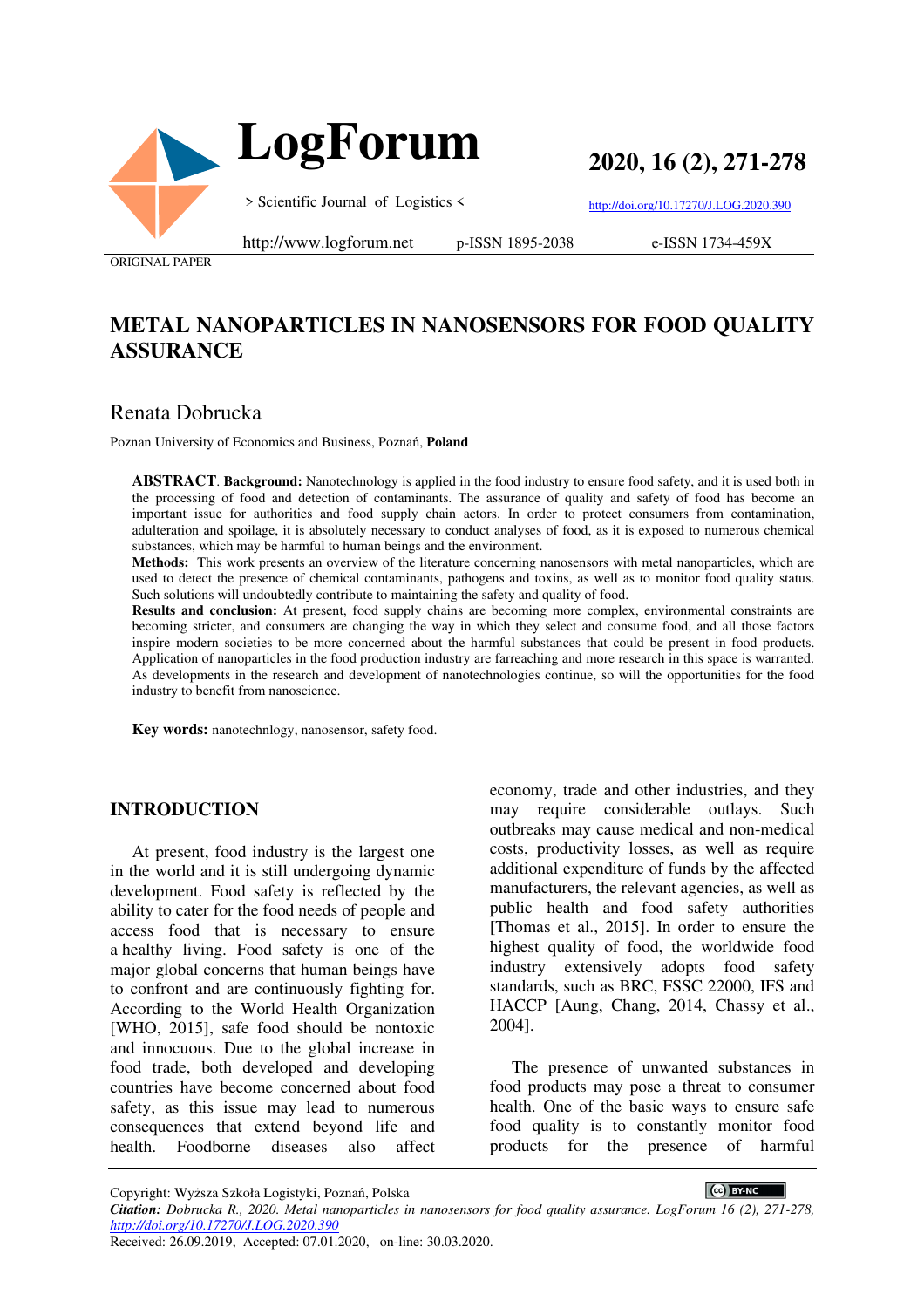ORIGINAL PAPER

# METAL NANOPARTICLES IN NANOSENSORS FOR FOOD QUALITY ASSURANCE

## Renata Dobrucka

Poznan University of Economics and Business, Poznań, **Poland**

**ABSTRACT**. **Background:** Nanotechnology is applied in the food industry to ensure food safety, and it is used both in the processing of food and detection of contaminants. The assurance of quality and safety of food has become an important issue for authorities and food supply chain actors. In order to protect consumers from contamination, adulteration and spoilage, it is absolutely necessary to conduct analyses of food, as it is exposed to numerous chemical substances, which may be harmful to human beings and the environment.

**Methods:** This work presents an overview of the literature concerning nanosensors with metal nanoparticles, which are used to detect the presence of chemical contaminants, pathogens and toxins, as well as to monitor food quality status. Such solutions will undoubtedly contribute to maintaining the safety and quality of food.

**Results and conclusion:** At present, food supply chains are becoming more complex, environmental constraints are becoming stricter, and consumers are changing the way in which they select and consume food, and all those factors inspire modern societies to be more concerned about the harmful substances that could be present in food products. Application of nanoparticles in the food production industry are farreaching and more research in this space is warranted. As developments in the research and development of nanotechnologies continue, so will the opportunities for the food industry to benefit from nanoscience.

**Key words:** nanotechnlogy, nanosensor, safety food.

## INTRODUCTION

At present, food industry is the largest one in the world and it is still undergoing dynamic development. Food safety is reflected by the ability to cater for the food needs of people and access food that is necessary to ensure a healthy living. Food safety is one of the major global concerns that human beings have to confront and are continuously fighting for. According to the World Health Organization [WHO, 2015], safe food should be nontoxic and innocuous. Due to the global increase in food trade, both developed and developing countries have become concerned about food safety, as this issue may lead to numerous consequences that extend beyond life and health. Foodborne diseases also affect economy, trade and other industries, and they may require considerable outlays. Such outbreaks may cause medical and non-medical costs, productivity losses, as well as require additional expenditure of funds by the affected manufacturers, the relevant agencies, as well as public health and food safety authorities [Thomas et al., 2015]. In order to ensure the highest quality of food, the worldwide food industry extensively adopts food safety standards, such as BRC, FSSC 22000, IFS and HACCP [Aung, Chang, 2014, Chassy et al., 2004].

The presence of unwanted substances in food products may pose a threat to consumer health. One of the basic ways to ensure safe food quality is to constantly monitor food products for the presence of harmful

Copyright: Wyższa Szkoła Logistyki, Poznań, Polska

***Citation:*** *Dobrucka R., 2020. Metal nanoparticles in nanosensors for food quality assurance. LogForum 16 (2), 271-278, http://doi.org/10.17270/J.LOG.2020.390*

Received: 26.09.2019, Accepted: 07.01.2020, on-line: 30.03.2020.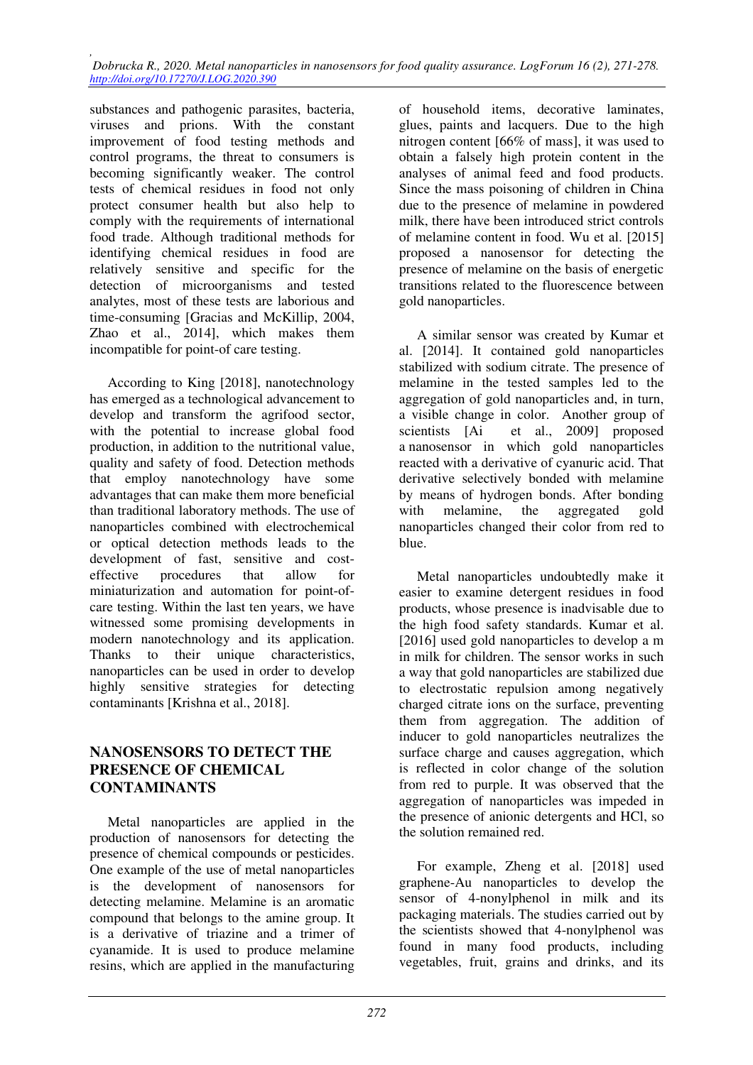substances and pathogenic parasites, bacteria, viruses and prions. With the constant improvement of food testing methods and control programs, the threat to consumers is becoming significantly weaker. The control tests of chemical residues in food not only protect consumer health but also help to comply with the requirements of international food trade. Although traditional methods for identifying chemical residues in food are relatively sensitive and specific for the detection of microorganisms and tested analytes, most of these tests are laborious and time-consuming [Gracias and McKillip, 2004, Zhao et al., 2014], which makes them incompatible for point-of care testing.

According to King [2018], nanotechnology has emerged as a technological advancement to develop and transform the agrifood sector, with the potential to increase global food production, in addition to the nutritional value, quality and safety of food. Detection methods that employ nanotechnology have some advantages that can make them more beneficial than traditional laboratory methods. The use of nanoparticles combined with electrochemical or optical detection methods leads to the development of fast, sensitive and cost-effective procedures that allow for miniaturization and automation for point-of-care testing. Within the last ten years, we have witnessed some promising developments in modern nanotechnology and its application. Thanks to their unique characteristics, nanoparticles can be used in order to develop highly sensitive strategies for detecting contaminants [Krishna et al., 2018].

## NANOSENSORS TO DETECT THE PRESENCE OF CHEMICAL CONTAMINANTS

Metal nanoparticles are applied in the production of nanosensors for detecting the presence of chemical compounds or pesticides. One example of the use of metal nanoparticles is the development of nanosensors for detecting melamine. Melamine is an aromatic compound that belongs to the amine group. It is a derivative of triazine and a trimer of cyanamide. It is used to produce melamine resins, which are applied in the manufacturing of household items, decorative laminates, glues, paints and lacquers. Due to the high nitrogen content [66% of mass], it was used to obtain a falsely high protein content in the analyses of animal feed and food products. Since the mass poisoning of children in China due to the presence of melamine in powdered milk, there have been introduced strict controls of melamine content in food. Wu et al. [2015] proposed a nanosensor for detecting the presence of melamine on the basis of energetic transitions related to the fluorescence between gold nanoparticles.

A similar sensor was created by Kumar et al. [2014]. It contained gold nanoparticles stabilized with sodium citrate. The presence of melamine in the tested samples led to the aggregation of gold nanoparticles and, in turn, a visible change in color. Another group of scientists [Ai et al., 2009] proposed a nanosensor in which gold nanoparticles reacted with a derivative of cyanuric acid. That derivative selectively bonded with melamine by means of hydrogen bonds. After bonding with melamine, the aggregated gold nanoparticles changed their color from red to blue.

Metal nanoparticles undoubtedly make it easier to examine detergent residues in food products, whose presence is inadvisable due to the high food safety standards. Kumar et al. [2016] used gold nanoparticles to develop a m in milk for children. The sensor works in such a way that gold nanoparticles are stabilized due to electrostatic repulsion among negatively charged citrate ions on the surface, preventing them from aggregation. The addition of inducer to gold nanoparticles neutralizes the surface charge and causes aggregation, which is reflected in color change of the solution from red to purple. It was observed that the aggregation of nanoparticles was impeded in the presence of anionic detergents and HCl, so the solution remained red.

For example, Zheng et al. [2018] used graphene-Au nanoparticles to develop the sensor of 4-nonylphenol in milk and its packaging materials. The studies carried out by the scientists showed that 4-nonylphenol was found in many food products, including vegetables, fruit, grains and drinks, and its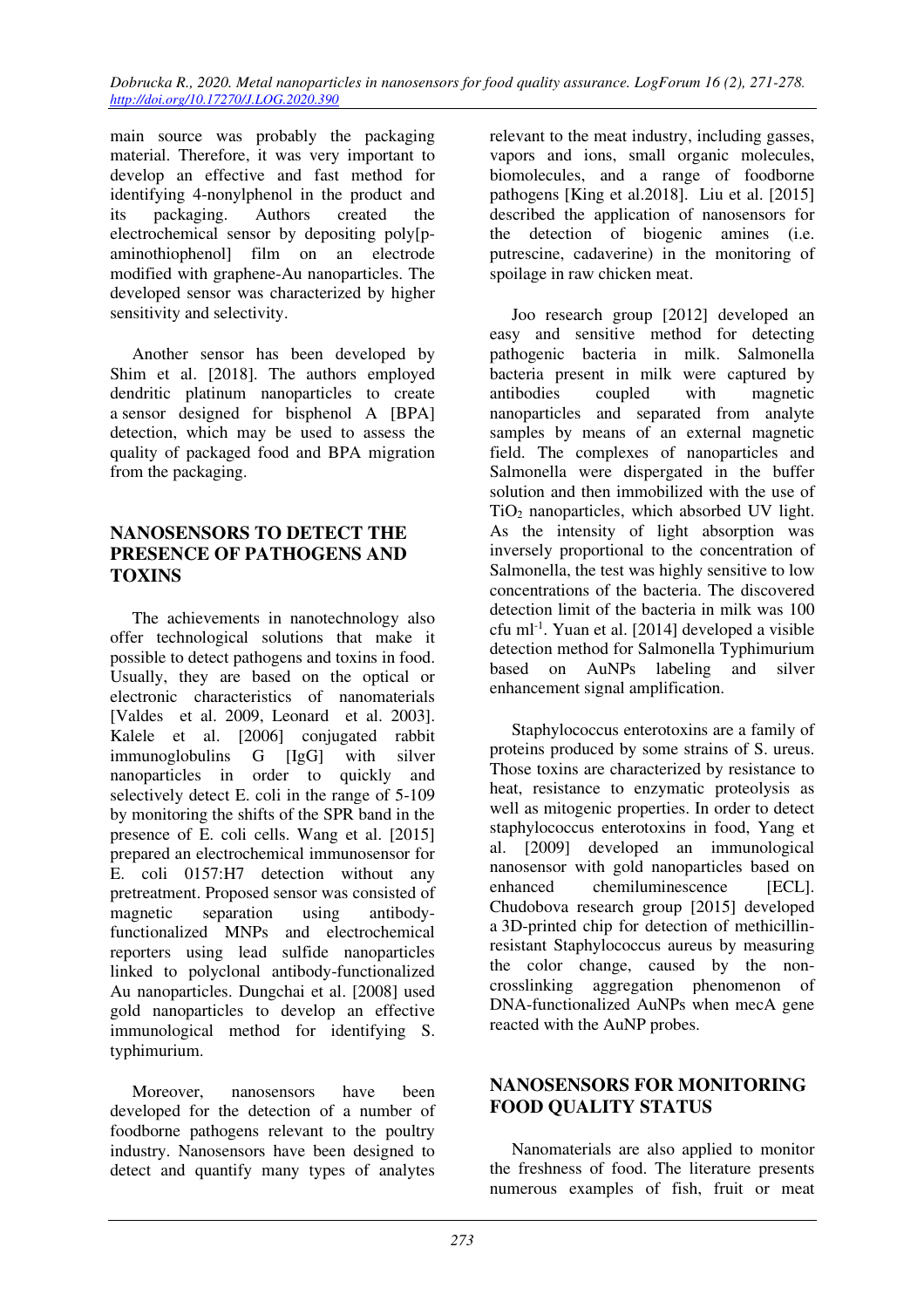main source was probably the packaging material. Therefore, it was very important to develop an effective and fast method for identifying 4-nonylphenol in the product and its packaging. Authors created the electrochemical sensor by depositing poly[p-aminothiophenol] film on an electrode modified with graphene-Au nanoparticles. The developed sensor was characterized by higher sensitivity and selectivity.

Another sensor has been developed by Shim et al. [2018]. The authors employed dendritic platinum nanoparticles to create a sensor designed for bisphenol A [BPA] detection, which may be used to assess the quality of packaged food and BPA migration from the packaging.

## NANOSENSORS TO DETECT THE PRESENCE OF PATHOGENS AND TOXINS

The achievements in nanotechnology also offer technological solutions that make it possible to detect pathogens and toxins in food. Usually, they are based on the optical or electronic characteristics of nanomaterials [Valdes et al. 2009, Leonard et al. 2003]. Kalele et al. [2006] conjugated rabbit immunoglobulins G [IgG] with silver nanoparticles in order to quickly and selectively detect E. coli in the range of 5-109 by monitoring the shifts of the SPR band in the presence of E. coli cells. Wang et al. [2015] prepared an electrochemical immunosensor for E. coli 0157:H7 detection without any pretreatment. Proposed sensor was consisted of magnetic separation using antibody-functionalized MNPs and electrochemical reporters using lead sulfide nanoparticles linked to polyclonal antibody-functionalized Au nanoparticles. Dungchai et al. [2008] used gold nanoparticles to develop an effective immunological method for identifying S. typhimurium.

Moreover, nanosensors have been developed for the detection of a number of foodborne pathogens relevant to the poultry industry. Nanosensors have been designed to detect and quantify many types of analytes relevant to the meat industry, including gasses, vapors and ions, small organic molecules, biomolecules, and a range of foodborne pathogens [King et al.2018]. Liu et al. [2015] described the application of nanosensors for the detection of biogenic amines (i.e. putrescine, cadaverine) in the monitoring of spoilage in raw chicken meat.

Joo research group [2012] developed an easy and sensitive method for detecting pathogenic bacteria in milk. Salmonella bacteria present in milk were captured by antibodies coupled with magnetic nanoparticles and separated from analyte samples by means of an external magnetic field. The complexes of nanoparticles and Salmonella were dispergated in the buffer solution and then immobilized with the use of $TiO_2$ nanoparticles, which absorbed UV light. As the intensity of light absorption was inversely proportional to the concentration of Salmonella, the test was highly sensitive to low concentrations of the bacteria. The discovered detection limit of the bacteria in milk was 100 cfu $ml^{-1}$. Yuan et al. [2014] developed a visible detection method for Salmonella Typhimurium based on AuNPs labeling and silver enhancement signal amplification.

Staphylococcus enterotoxins are a family of proteins produced by some strains of S. ureus. Those toxins are characterized by resistance to heat, resistance to enzymatic proteolysis as well as mitogenic properties. In order to detect staphylococcus enterotoxins in food, Yang et al. [2009] developed an immunological nanosensor with gold nanoparticles based on enhanced chemiluminescence [ECL]. Chudobova research group [2015] developed a 3D-printed chip for detection of methicillin-resistant Staphylococcus aureus by measuring the color change, caused by the non-crosslinking aggregation phenomenon of DNA-functionalized AuNPs when mecA gene reacted with the AuNP probes.

## NANOSENSORS FOR MONITORING FOOD QUALITY STATUS

Nanomaterials are also applied to monitor the freshness of food. The literature presents numerous examples of fish, fruit or meat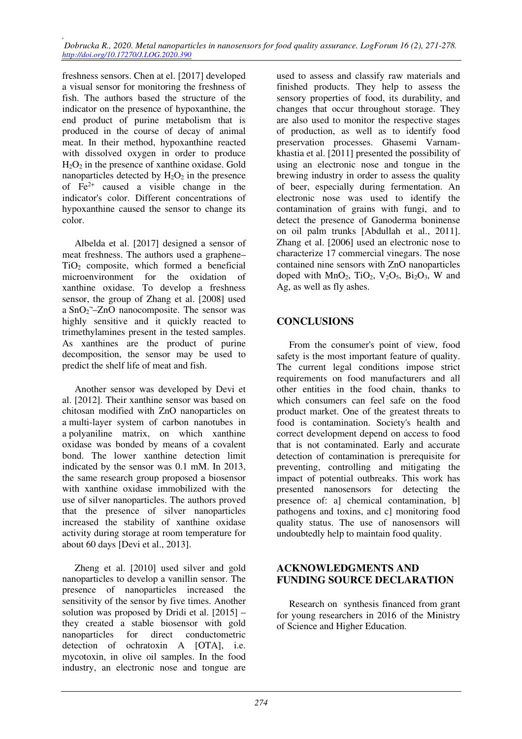freshness sensors. Chen at el. [2017] developed a visual sensor for monitoring the freshness of fish. The authors based the structure of the indicator on the presence of hypoxanthine, the end product of purine metabolism that is produced in the course of decay of animal meat. In their method, hypoxanthine reacted with dissolved oxygen in order to produce $H_2O_2$ in the presence of xanthine oxidase. Gold nanoparticles detected by $H_2O_2$ in the presence of $Fe^{2+}$ caused a visible change in the indicator's color. Different concentrations of hypoxanthine caused the sensor to change its color.

Albelda et al. [2017] designed a sensor of meat freshness. The authors used a graphene–$TiO_2$ composite, which formed a beneficial microenvironment for the oxidation of xanthine oxidase. To develop a freshness sensor, the group of Zhang et al. [2008] used a $SnO_2^{-}$–ZnO nanocomposite. The sensor was highly sensitive and it quickly reacted to trimethylamines present in the tested samples. As xanthines are the product of purine decomposition, the sensor may be used to predict the shelf life of meat and fish.

Another sensor was developed by Devi et al. [2012]. Their xanthine sensor was based on chitosan modified with ZnO nanoparticles on a multi-layer system of carbon nanotubes in a polyaniline matrix, on which xanthine oxidase was bonded by means of a covalent bond. The lower xanthine detection limit indicated by the sensor was 0.1 mM. In 2013, the same research group proposed a biosensor with xanthine oxidase immobilized with the use of silver nanoparticles. The authors proved that the presence of silver nanoparticles increased the stability of xanthine oxidase activity during storage at room temperature for about 60 days [Devi et al., 2013].

Zheng et al. [2010] used silver and gold nanoparticles to develop a vanillin sensor. The presence of nanoparticles increased the sensitivity of the sensor by five times. Another solution was proposed by Dridi et al. [2015] – they created a stable biosensor with gold nanoparticles for direct conductometric detection of ochratoxin A [OTA], i.e. mycotoxin, in olive oil samples. In the food industry, an electronic nose and tongue are used to assess and classify raw materials and finished products. They help to assess the sensory properties of food, its durability, and changes that occur throughout storage. They are also used to monitor the respective stages of production, as well as to identify food preservation processes. Ghasemi Varnamkhastia et al. [2011] presented the possibility of using an electronic nose and tongue in the brewing industry in order to assess the quality of beer, especially during fermentation. An electronic nose was used to identify the contamination of grains with fungi, and to detect the presence of Ganoderma boninense on oil palm trunks [Abdullah et al., 2011]. Zhang et al. [2006] used an electronic nose to characterize 17 commercial vinegars. The nose contained nine sensors with ZnO nanoparticles doped with $MnO_2$, $TiO_2$, $V_2O_5$, $Bi_2O_3$, W and Ag, as well as fly ashes.

## CONCLUSIONS

From the consumer's point of view, food safety is the most important feature of quality. The current legal conditions impose strict requirements on food manufacturers and all other entities in the food chain, thanks to which consumers can feel safe on the food product market. One of the greatest threats to food is contamination. Society's health and correct development depend on access to food that is not contaminated. Early and accurate detection of contamination is prerequisite for preventing, controlling and mitigating the impact of potential outbreaks. This work has presented nanosensors for detecting the presence of: a] chemical contamination, b] pathogens and toxins, and c] monitoring food quality status. The use of nanosensors will undoubtedly help to maintain food quality.

## ACKNOWLEDGMENTS AND FUNDING SOURCE DECLARATION

Research on synthesis financed from grant for young researchers in 2016 of the Ministry of Science and Higher Education.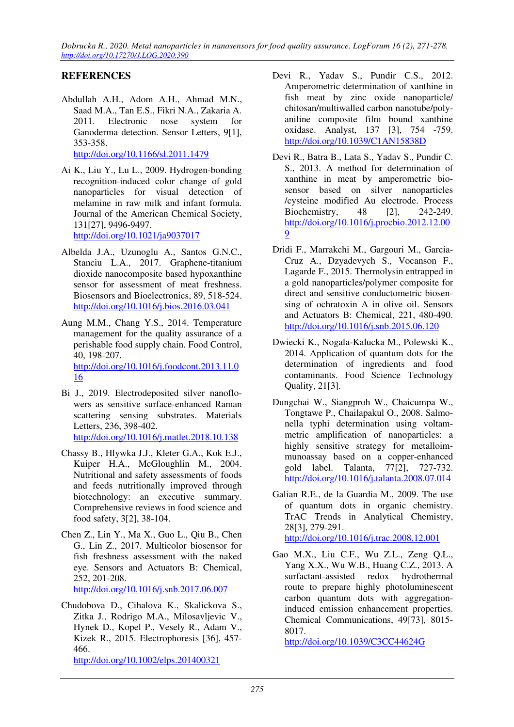## REFERENCES

Abdullah A.H., Adom A.H., Ahmad M.N., Saad M.A., Tan E.S., Fikri N.A., Zakaria A. 2011. Electronic nose system for Ganoderma detection. Sensor Letters, 9[1], 353-358. http://doi.org/10.1166/sl.2011.1479

Ai K., Liu Y., Lu L., 2009. Hydrogen-bonding recognition-induced color change of gold nanoparticles for visual detection of melamine in raw milk and infant formula. Journal of the American Chemical Society, 131[27], 9496-9497. http://doi.org/10.1021/ja9037017

Albelda J.A., Uzunoglu A., Santos G.N.C., Stanciu L.A., 2017. Graphene-titanium dioxide nanocomposite based hypoxanthine sensor for assessment of meat freshness. Biosensors and Bioelectronics, 89, 518-524. http://doi.org/10.1016/j.bios.2016.03.041

Aung M.M., Chang Y.S., 2014. Temperature management for the quality assurance of a perishable food supply chain. Food Control, 40, 198-207. http://doi.org/10.1016/j.foodcont.2013.11.016

Bi J., 2019. Electrodeposited silver nanoflowers as sensitive surface-enhanced Raman scattering sensing substrates. Materials Letters, 236, 398-402. http://doi.org/10.1016/j.matlet.2018.10.138

Chassy B., Hlywka J.J., Kleter G.A., Kok E.J., Kuiper H.A., McGloughlin M., 2004. Nutritional and safety assessments of foods and feeds nutritionally improved through biotechnology: an executive summary. Comprehensive reviews in food science and food safety, 3[2], 38-104.

Chen Z., Lin Y., Ma X., Guo L., Qiu B., Chen G., Lin Z., 2017. Multicolor biosensor for fish freshness assessment with the naked eye. Sensors and Actuators B: Chemical, 252, 201-208. http://doi.org/10.1016/j.snb.2017.06.007

Chudobova D., Cihalova K., Skalickova S., Zitka J., Rodrigo M.A., Milosavljevic V., Hynek D., Kopel P., Vesely R., Adam V., Kizek R., 2015. Electrophoresis [36], 457-466. http://doi.org/10.1002/elps.201400321

Devi R., Yadav S., Pundir C.S., 2012. Amperometric determination of xanthine in fish meat by zinc oxide nanoparticle/chitosan/multiwalled carbon nanotube/polyaniline composite film bound xanthine oxidase. Analyst, 137 [3], 754 -759. http://doi.org/10.1039/C1AN15838D

Devi R., Batra B., Lata S., Yadav S., Pundir C. S., 2013. A method for determination of xanthine in meat by amperometric biosensor based on silver nanoparticles /cysteine modified Au electrode. Process Biochemistry, 48 [2], 242-249. http://doi.org/10.1016/j.procbio.2012.12.009

Dridi F., Marrakchi M., Gargouri M., Garcia-Cruz A., Dzyadevych S., Vocanson F., Lagarde F., 2015. Thermolysin entrapped in a gold nanoparticles/polymer composite for direct and sensitive conductometric biosensing of ochratoxin A in olive oil. Sensors and Actuators B: Chemical, 221, 480-490. http://doi.org/10.1016/j.snb.2015.06.120

Dwiecki K., Nogala-Kalucka M., Polewski K., 2014. Application of quantum dots for the determination of ingredients and food contaminants. Food Science Technology Quality, 21[3].

Dungchai W., Siangproh W., Chaicumpa W., Tongtawe P., Chailapakul O., 2008. Salmonella typhi determination using voltammetric amplification of nanoparticles: a highly sensitive strategy for metalloimmunoassay based on a copper-enhanced gold label. Talanta, 77[2], 727-732. http://doi.org/10.1016/j.talanta.2008.07.014

Galian R.E., de la Guardia M., 2009. The use of quantum dots in organic chemistry. TrAC Trends in Analytical Chemistry, 28[3], 279-291. http://doi.org/10.1016/j.trac.2008.12.001

Gao M.X., Liu C.F., Wu Z.L., Zeng Q.L., Yang X.X., Wu W.B., Huang C.Z., 2013. A surfactant-assisted redox hydrothermal route to prepare highly photoluminescent carbon quantum dots with aggregation-induced emission enhancement properties. Chemical Communications, 49[73], 8015-8017. http://doi.org/10.1039/C3CC44624G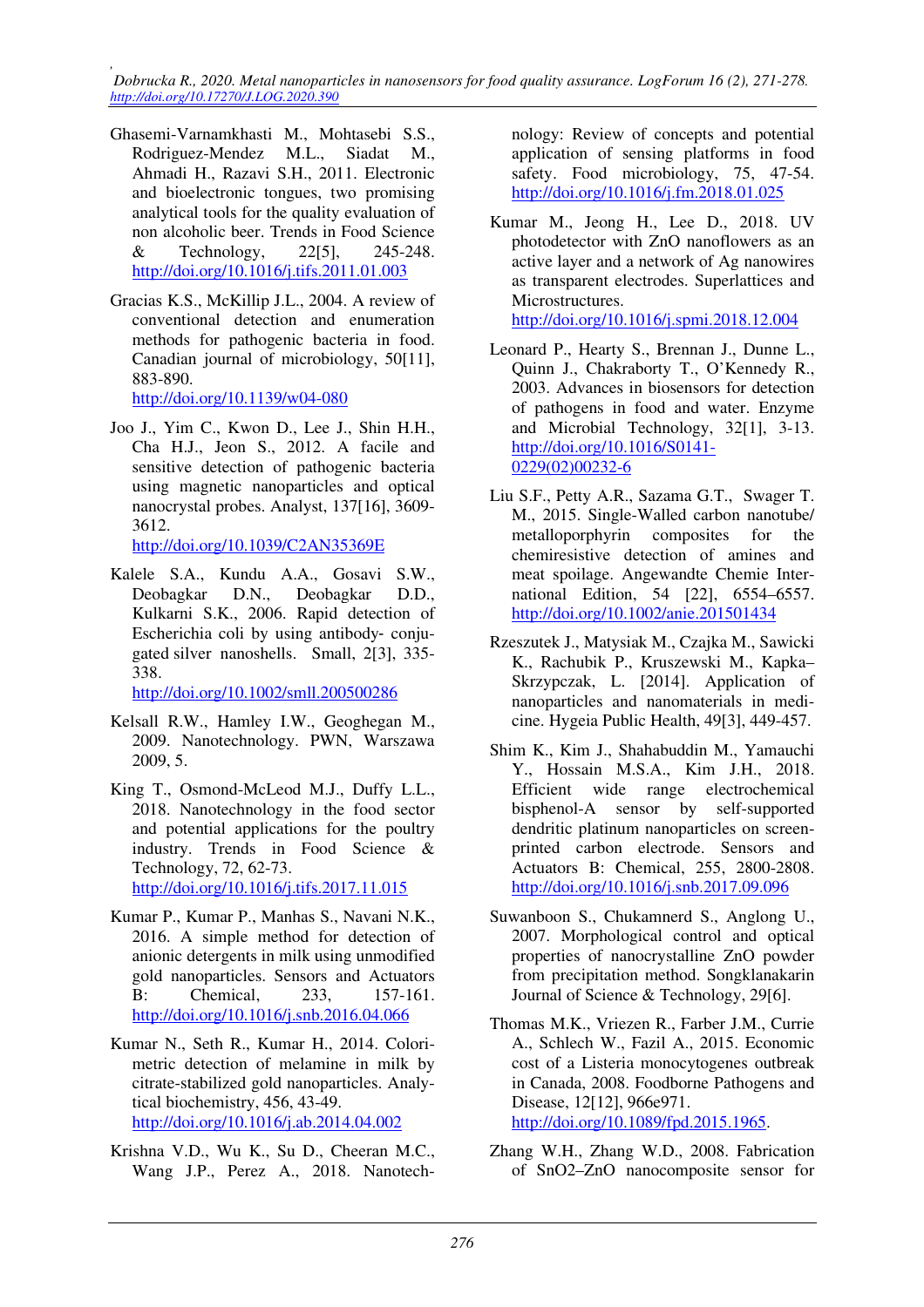Ghasemi-Varnamkhasti M., Mohtasebi S.S., Rodriguez-Mendez M.L., Siadat M., Ahmadi H., Razavi S.H., 2011. Electronic and bioelectronic tongues, two promising analytical tools for the quality evaluation of non alcoholic beer. Trends in Food Science & Technology, 22[5], 245-248. http://doi.org/10.1016/j.tifs.2011.01.003

Gracias K.S., McKillip J.L., 2004. A review of conventional detection and enumeration methods for pathogenic bacteria in food. Canadian journal of microbiology, 50[11], 883-890. http://doi.org/10.1139/w04-080

Joo J., Yim C., Kwon D., Lee J., Shin H.H., Cha H.J., Jeon S., 2012. A facile and sensitive detection of pathogenic bacteria using magnetic nanoparticles and optical nanocrystal probes. Analyst, 137[16], 3609-3612. http://doi.org/10.1039/C2AN35369E

Kalele S.A., Kundu A.A., Gosavi S.W., Deobagkar D.N., Deobagkar D.D., Kulkarni S.K., 2006. Rapid detection of Escherichia coli by using antibody- conjugated silver nanoshells. Small, 2[3], 335-338. http://doi.org/10.1002/smll.200500286

Kelsall R.W., Hamley I.W., Geoghegan M., 2009. Nanotechnology. PWN, Warszawa 2009, 5.

King T., Osmond-McLeod M.J., Duffy L.L., 2018. Nanotechnology in the food sector and potential applications for the poultry industry. Trends in Food Science & Technology, 72, 62-73. http://doi.org/10.1016/j.tifs.2017.11.015

Kumar P., Kumar P., Manhas S., Navani N.K., 2016. A simple method for detection of anionic detergents in milk using unmodified gold nanoparticles. Sensors and Actuators B: Chemical, 233, 157-161. http://doi.org/10.1016/j.snb.2016.04.066

Kumar N., Seth R., Kumar H., 2014. Colorimetric detection of melamine in milk by citrate-stabilized gold nanoparticles. Analytical biochemistry, 456, 43-49. http://doi.org/10.1016/j.ab.2014.04.002

Krishna V.D., Wu K., Su D., Cheeran M.C., Wang J.P., Perez A., 2018. Nanotechnology: Review of concepts and potential application of sensing platforms in food safety. Food microbiology, 75, 47-54. http://doi.org/10.1016/j.fm.2018.01.025

Kumar M., Jeong H., Lee D., 2018. UV photodetector with ZnO nanoflowers as an active layer and a network of Ag nanowires as transparent electrodes. Superlattices and Microstructures. http://doi.org/10.1016/j.spmi.2018.12.004

Leonard P., Hearty S., Brennan J., Dunne L., Quinn J., Chakraborty T., O'Kennedy R., 2003. Advances in biosensors for detection of pathogens in food and water. Enzyme and Microbial Technology, 32[1], 3-13. http://doi.org/10.1016/S0141-0229(02)00232-6

Liu S.F., Petty A.R., Sazama G.T., Swager T. M., 2015. Single-Walled carbon nanotube/ metalloporphyrin composites for the chemiresistive detection of amines and meat spoilage. Angewandte Chemie International Edition, 54 [22], 6554–6557. http://doi.org/10.1002/anie.201501434

Rzeszutek J., Matysiak M., Czajka M., Sawicki K., Rachubik P., Kruszewski M., Kapka–Skrzypczak, L. [2014]. Application of nanoparticles and nanomaterials in medicine. Hygeia Public Health, 49[3], 449-457.

Shim K., Kim J., Shahabuddin M., Yamauchi Y., Hossain M.S.A., Kim J.H., 2018. Efficient wide range electrochemical bisphenol-A sensor by self-supported dendritic platinum nanoparticles on screen-printed carbon electrode. Sensors and Actuators B: Chemical, 255, 2800-2808. http://doi.org/10.1016/j.snb.2017.09.096

Suwanboon S., Chukamnerd S., Anglong U., 2007. Morphological control and optical properties of nanocrystalline ZnO powder from precipitation method. Songklanakarin Journal of Science & Technology, 29[6].

Thomas M.K., Vriezen R., Farber J.M., Currie A., Schlech W., Fazil A., 2015. Economic cost of a Listeria monocytogenes outbreak in Canada, 2008. Foodborne Pathogens and Disease, 12[12], 966e971. http://doi.org/10.1089/fpd.2015.1965.

Zhang W.H., Zhang W.D., 2008. Fabrication of $SnO_2$–ZnO nanocomposite sensor for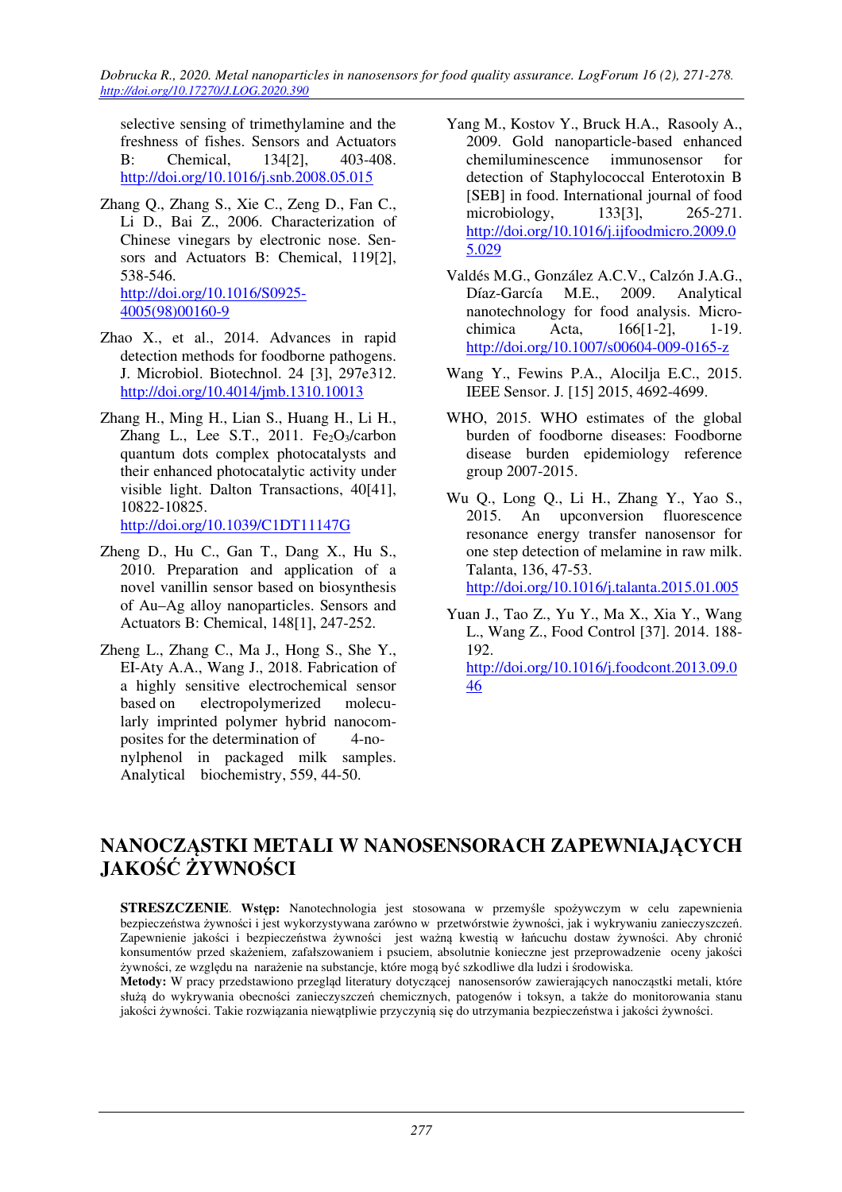selective sensing of trimethylamine and the freshness of fishes. Sensors and Actuators B: Chemical, 134[2], 403-408. http://doi.org/10.1016/j.snb.2008.05.015

Zhang Q., Zhang S., Xie C., Zeng D., Fan C., Li D., Bai Z., 2006. Characterization of Chinese vinegars by electronic nose. Sensors and Actuators B: Chemical, 119[2], 538-546. http://doi.org/10.1016/S0925-4005(98)00160-9

Zhao X., et al., 2014. Advances in rapid detection methods for foodborne pathogens. J. Microbiol. Biotechnol. 24 [3], 297e312. http://doi.org/10.4014/jmb.1310.10013

Zhang H., Ming H., Lian S., Huang H., Li H., Zhang L., Lee S.T., 2011. $Fe_2O_3$/carbon quantum dots complex photocatalysts and their enhanced photocatalytic activity under visible light. Dalton Transactions, 40[41], 10822-10825. http://doi.org/10.1039/C1DT11147G

Zheng D., Hu C., Gan T., Dang X., Hu S., 2010. Preparation and application of a novel vanillin sensor based on biosynthesis of Au–Ag alloy nanoparticles. Sensors and Actuators B: Chemical, 148[1], 247-252.

Zheng L., Zhang C., Ma J., Hong S., She Y., EI-Aty A.A., Wang J., 2018. Fabrication of a highly sensitive electrochemical sensor based on electropolymerized molecularly imprinted polymer hybrid nanocomposites for the determination of 4-nonylphenol in packaged milk samples. Analytical biochemistry, 559, 44-50.

Yang M., Kostov Y., Bruck H.A., Rasooly A., 2009. Gold nanoparticle-based enhanced chemiluminescence immunosensor for detection of Staphylococcal Enterotoxin B [SEB] in food. International journal of food microbiology, 133[3], 265-271. http://doi.org/10.1016/j.ijfoodmicro.2009.05.029

Valdés M.G., González A.C.V., Calzón J.A.G., Díaz-García M.E., 2009. Analytical nanotechnology for food analysis. Microchimica Acta, 166[1-2], 1-19. http://doi.org/10.1007/s00604-009-0165-z

Wang Y., Fewins P.A., Alocilja E.C., 2015. IEEE Sensor. J. [15] 2015, 4692-4699.

WHO, 2015. WHO estimates of the global burden of foodborne diseases: Foodborne disease burden epidemiology reference group 2007-2015.

Wu Q., Long Q., Li H., Zhang Y., Yao S., 2015. An upconversion fluorescence resonance energy transfer nanosensor for one step detection of melamine in raw milk. Talanta, 136, 47-53. http://doi.org/10.1016/j.talanta.2015.01.005

Yuan J., Tao Z., Yu Y., Ma X., Xia Y., Wang L., Wang Z., Food Control [37]. 2014. 188-192. http://doi.org/10.1016/j.foodcont.2013.09.046

# NANOCZĄSTKI METALI W NANOSENSORACH ZAPEWNIAJĄCYCH JAKOŚĆ ŻYWNOŚCI

**STRESZCZENIE**. **Wstęp:** Nanotechnologia jest stosowana w przemyśle spożywczym w celu zapewnienia bezpieczeństwa żywności i jest wykorzystywana zarówno w przetwórstwie żywności, jak i wykrywaniu zanieczyszczeń. Zapewnienie jakości i bezpieczeństwa żywności jest ważną kwestią w łańcuchu dostaw żywności. Aby chronić konsumentów przed skażeniem, zafałszowaniem i psuciem, absolutnie konieczne jest przeprowadzenie oceny jakości żywności, ze względu na narażenie na substancje, które mogą być szkodliwe dla ludzi i środowiska.
**Metody:** W pracy przedstawiono przegląd literatury dotyczącej nanosensorów zawierających nanocząstki metali, które służą do wykrywania obecności zanieczyszczeń chemicznych, patogenów i toksyn, a także do monitorowania stanu jakości żywności. Takie rozwiązania niewątpliwie przyczynią się do utrzymania bezpieczeństwa i jakości żywności.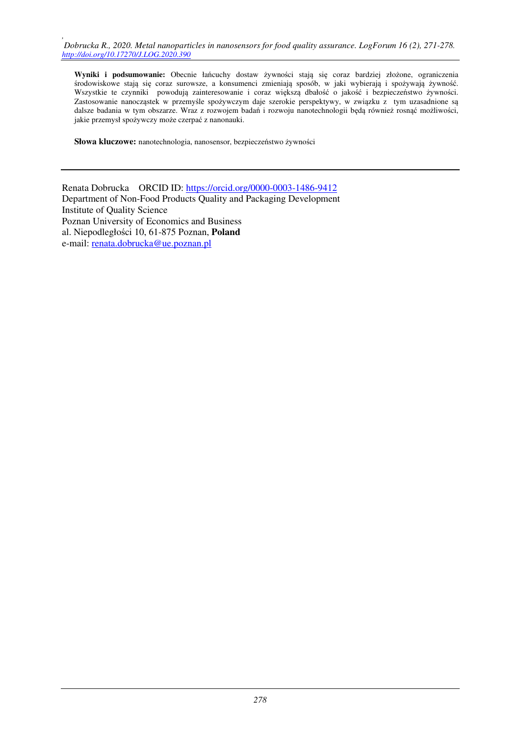**Wyniki i podsumowanie:** Obecnie łańcuchy dostaw żywności stają się coraz bardziej złożone, ograniczenia środowiskowe stają się coraz surowsze, a konsumenci zmieniają sposób, w jaki wybierają i spożywają żywność. Wszystkie te czynniki powodują zainteresowanie i coraz większą dbałość o jakość i bezpieczeństwo żywności. Zastosowanie nanocząstek w przemyśle spożywczym daje szerokie perspektywy, w związku z tym uzasadnione są dalsze badania w tym obszarze. Wraz z rozwojem badań i rozwoju nanotechnologii będą również rosnąć możliwości, jakie przemysł spożywczy może czerpać z nanonauki.

**Słowa kluczowe:** nanotechnologia, nanosensor, bezpieczeństwo żywności

---

Renata Dobrucka ORCID ID: https://orcid.org/0000-0003-1486-9412
Department of Non-Food Products Quality and Packaging Development
Institute of Quality Science
Poznan University of Economics and Business
al. Niepodległości 10, 61-875 Poznan, **Poland**
e-mail: renata.dobrucka@ue.poznan.pl